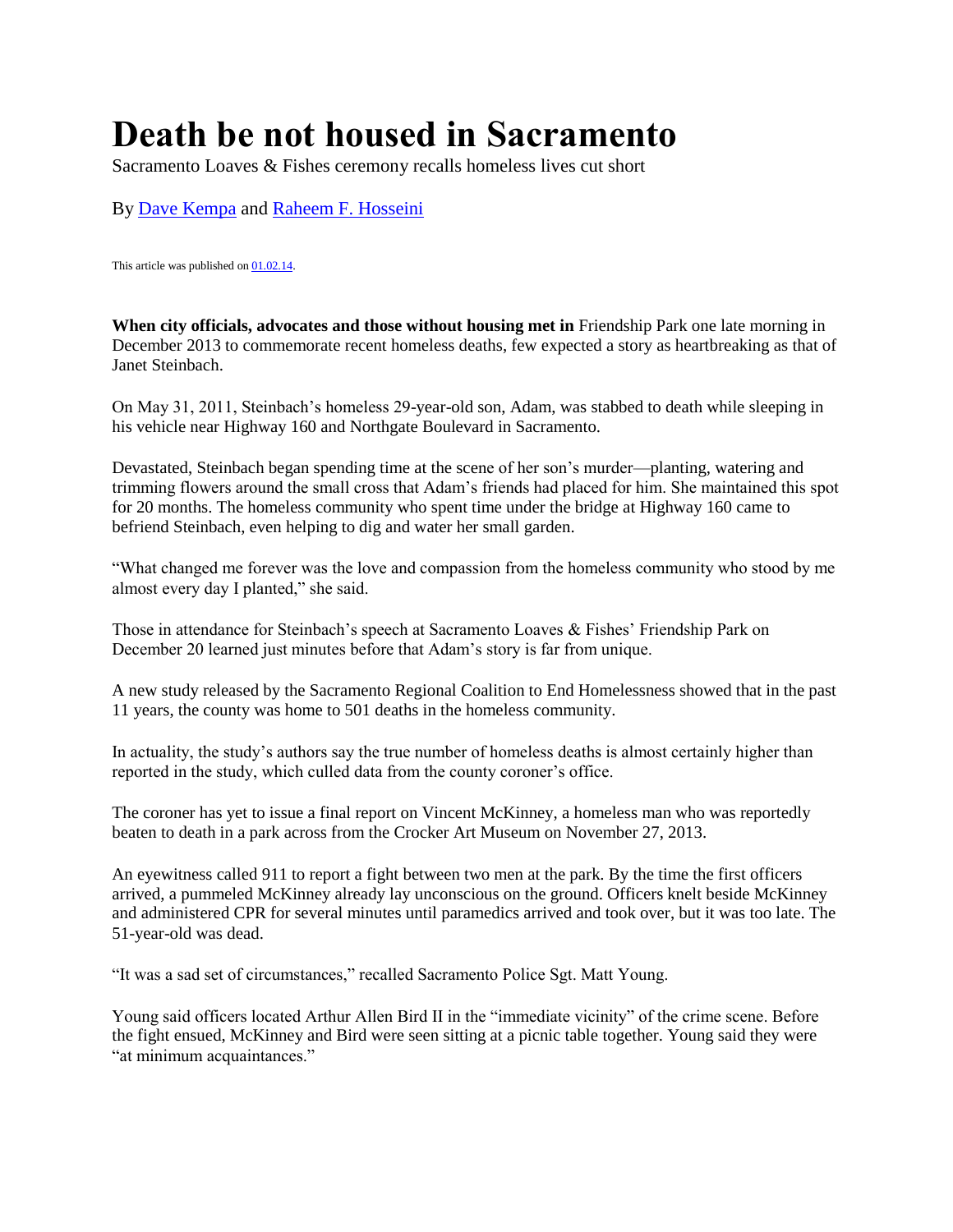# Death be not housed in Sacramento

Sacramento Loaves & Fishes ceremony recalls homeless lives cut short

By Dave Kempa and Raheem F. Hosseini

This article was published on 01.02.14.

**When city officials, advocates and those without housing met in** Friendship Park one late morning in December 2013 to commemorate recent homeless deaths, few expected a story as heartbreaking as that of Janet Steinbach.

On May 31, 2011, Steinbach's homeless 29-year-old son, Adam, was stabbed to death while sleeping in his vehicle near Highway 160 and Northgate Boulevard in Sacramento.

Devastated, Steinbach began spending time at the scene of her son's murder—planting, watering and trimming flowers around the small cross that Adam's friends had placed for him. She maintained this spot for 20 months. The homeless community who spent time under the bridge at Highway 160 came to befriend Steinbach, even helping to dig and water her small garden.

"What changed me forever was the love and compassion from the homeless community who stood by me almost every day I planted," she said.

Those in attendance for Steinbach's speech at Sacramento Loaves & Fishes' Friendship Park on December 20 learned just minutes before that Adam's story is far from unique.

A new study released by the Sacramento Regional Coalition to End Homelessness showed that in the past 11 years, the county was home to 501 deaths in the homeless community.

In actuality, the study's authors say the true number of homeless deaths is almost certainly higher than reported in the study, which culled data from the county coroner's office.

The coroner has yet to issue a final report on Vincent McKinney, a homeless man who was reportedly beaten to death in a park across from the Crocker Art Museum on November 27, 2013.

An eyewitness called 911 to report a fight between two men at the park. By the time the first officers arrived, a pummeled McKinney already lay unconscious on the ground. Officers knelt beside McKinney and administered CPR for several minutes until paramedics arrived and took over, but it was too late. The 51-year-old was dead.

"It was a sad set of circumstances," recalled Sacramento Police Sgt. Matt Young.

Young said officers located Arthur Allen Bird II in the "immediate vicinity" of the crime scene. Before the fight ensued, McKinney and Bird were seen sitting at a picnic table together. Young said they were "at minimum acquaintances."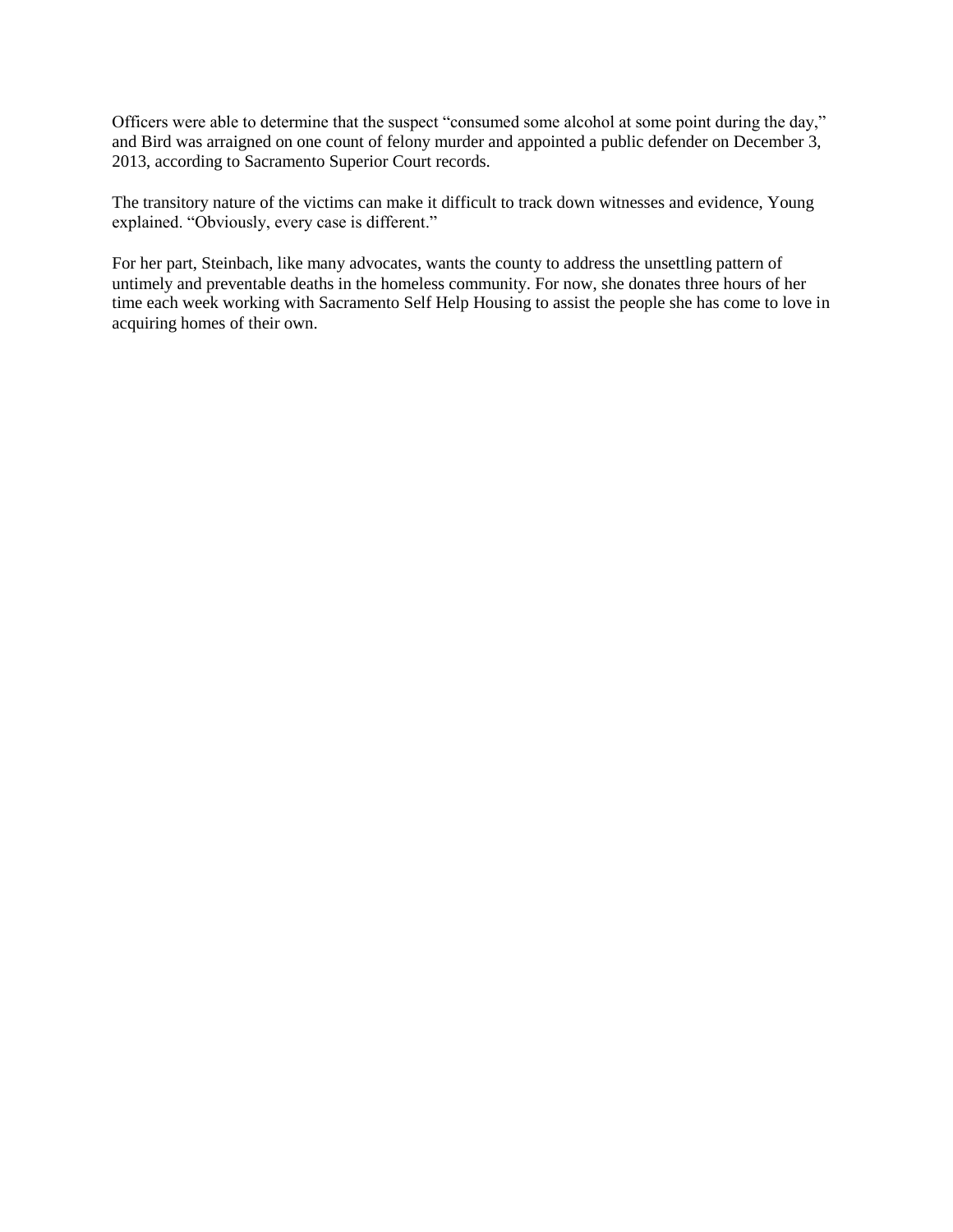Officers were able to determine that the suspect “consumed some alcohol at some point during the day,” and Bird was arraigned on one count of felony murder and appointed a public defender on December 3, 2013, according to Sacramento Superior Court records.

The transitory nature of the victims can make it difficult to track down witnesses and evidence, Young explained. “Obviously, every case is different.”

For her part, Steinbach, like many advocates, wants the county to address the unsettling pattern of untimely and preventable deaths in the homeless community. For now, she donates three hours of her time each week working with Sacramento Self Help Housing to assist the people she has come to love in acquiring homes of their own.